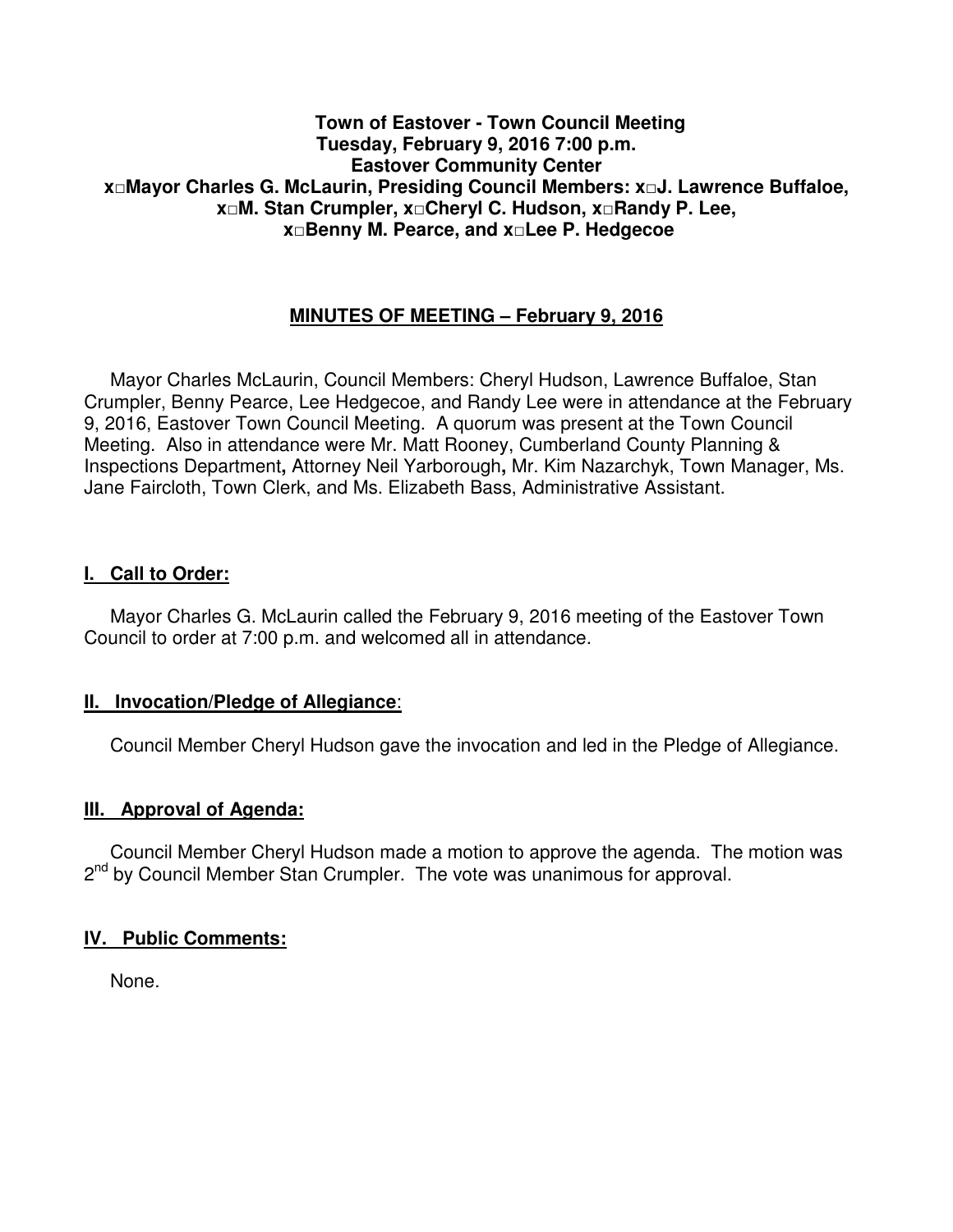**Town of Eastover - Town Council Meeting**
**Tuesday, February 9, 2016 7:00 p.m.**
**Eastover Community Center**
**x□Mayor Charles G. McLaurin, Presiding Council Members: x□J. Lawrence Buffaloe, x□M. Stan Crumpler, x□Cheryl C. Hudson, x□Randy P. Lee, x□Benny M. Pearce, and x□Lee P. Hedgecoe**

## MINUTES OF MEETING – February 9, 2016

Mayor Charles McLaurin, Council Members: Cheryl Hudson, Lawrence Buffaloe, Stan Crumpler, Benny Pearce, Lee Hedgecoe, and Randy Lee were in attendance at the February 9, 2016, Eastover Town Council Meeting. A quorum was present at the Town Council Meeting. Also in attendance were Mr. Matt Rooney, Cumberland County Planning & Inspections Department**,** Attorney Neil Yarborough**,** Mr. Kim Nazarchyk, Town Manager, Ms. Jane Faircloth, Town Clerk, and Ms. Elizabeth Bass, Administrative Assistant.

## I. Call to Order:

Mayor Charles G. McLaurin called the February 9, 2016 meeting of the Eastover Town Council to order at 7:00 p.m. and welcomed all in attendance.

## II. Invocation/Pledge of Allegiance:

Council Member Cheryl Hudson gave the invocation and led in the Pledge of Allegiance.

## III. Approval of Agenda:

Council Member Cheryl Hudson made a motion to approve the agenda. The motion was 2nd by Council Member Stan Crumpler. The vote was unanimous for approval.

## IV. Public Comments:

None.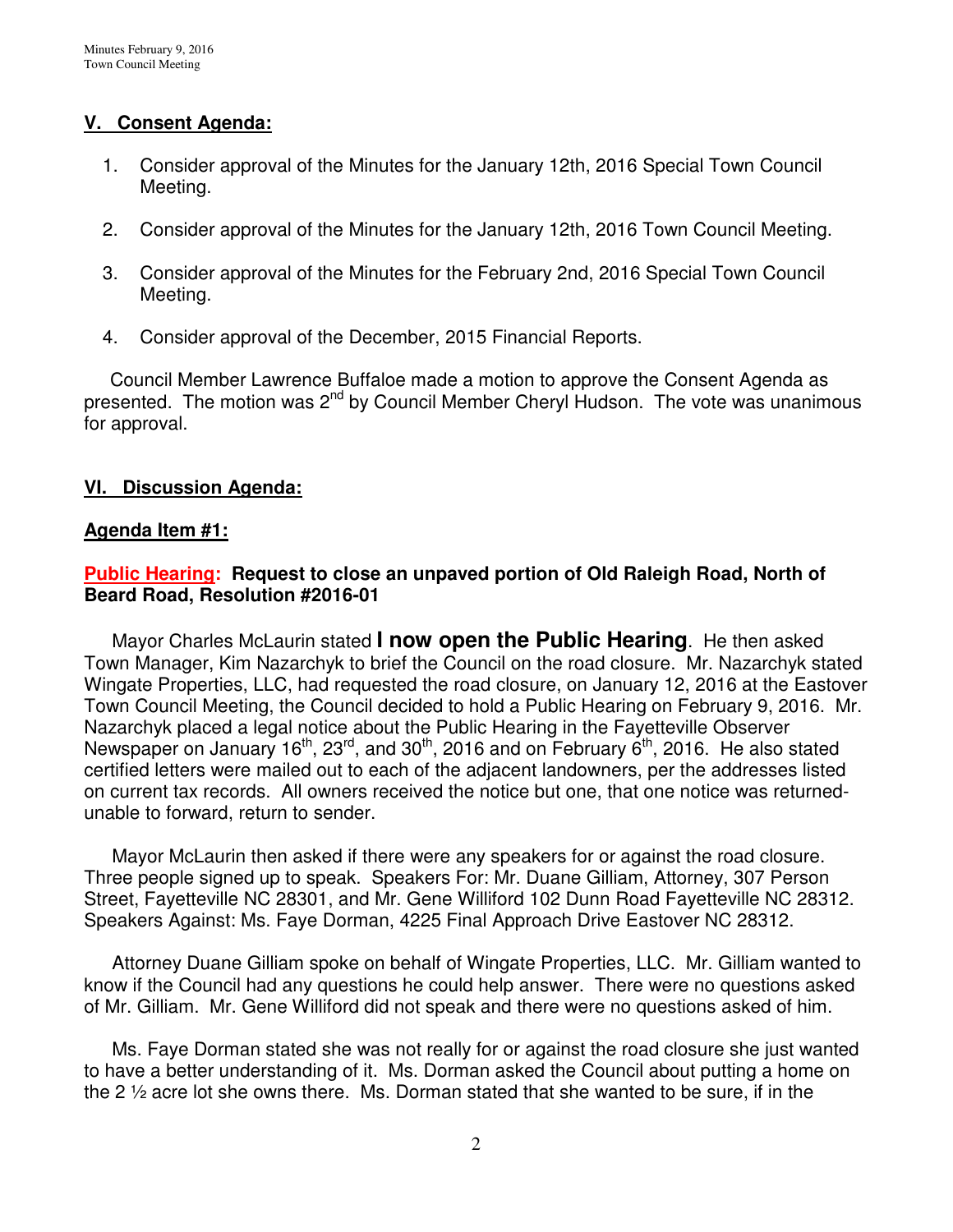## V. Consent Agenda:

1. Consider approval of the Minutes for the January 12th, 2016 Special Town Council Meeting.

2. Consider approval of the Minutes for the January 12th, 2016 Town Council Meeting.

3. Consider approval of the Minutes for the February 2nd, 2016 Special Town Council Meeting.

4. Consider approval of the December, 2015 Financial Reports.

Council Member Lawrence Buffaloe made a motion to approve the Consent Agenda as presented. The motion was 2nd by Council Member Cheryl Hudson. The vote was unanimous for approval.

## VI. Discussion Agenda:

### Agenda Item #1:

**Public Hearing: Request to close an unpaved portion of Old Raleigh Road, North of Beard Road, Resolution #2016-01**

Mayor Charles McLaurin stated **I now open the Public Hearing**. He then asked Town Manager, Kim Nazarchyk to brief the Council on the road closure. Mr. Nazarchyk stated Wingate Properties, LLC, had requested the road closure, on January 12, 2016 at the Eastover Town Council Meeting, the Council decided to hold a Public Hearing on February 9, 2016. Mr. Nazarchyk placed a legal notice about the Public Hearing in the Fayetteville Observer Newspaper on January 16th, 23rd, and 30th, 2016 and on February 6th, 2016. He also stated certified letters were mailed out to each of the adjacent landowners, per the addresses listed on current tax records. All owners received the notice but one, that one notice was returned-unable to forward, return to sender.

Mayor McLaurin then asked if there were any speakers for or against the road closure. Three people signed up to speak. Speakers For: Mr. Duane Gilliam, Attorney, 307 Person Street, Fayetteville NC 28301, and Mr. Gene Williford 102 Dunn Road Fayetteville NC 28312. Speakers Against: Ms. Faye Dorman, 4225 Final Approach Drive Eastover NC 28312.

Attorney Duane Gilliam spoke on behalf of Wingate Properties, LLC. Mr. Gilliam wanted to know if the Council had any questions he could help answer. There were no questions asked of Mr. Gilliam. Mr. Gene Williford did not speak and there were no questions asked of him.

Ms. Faye Dorman stated she was not really for or against the road closure she just wanted to have a better understanding of it. Ms. Dorman asked the Council about putting a home on the 2 ½ acre lot she owns there. Ms. Dorman stated that she wanted to be sure, if in the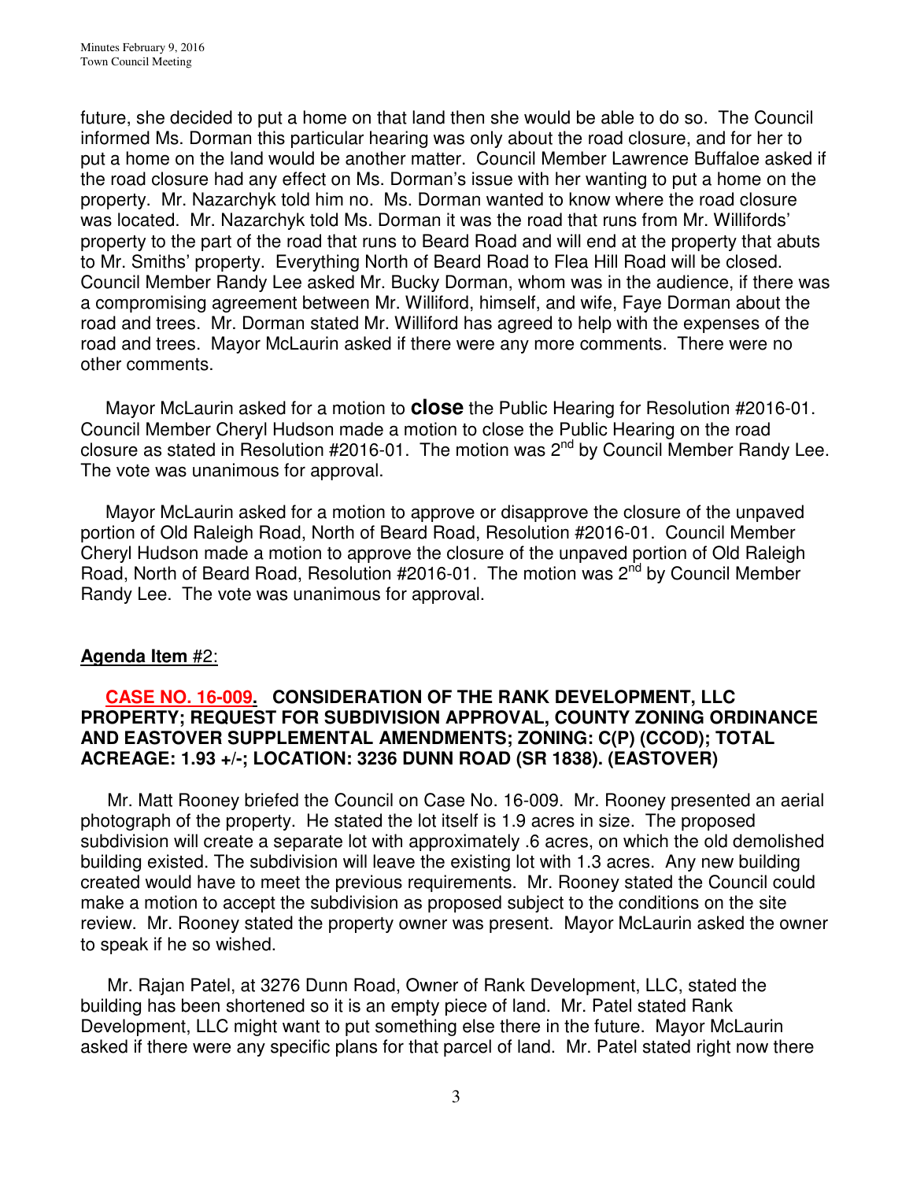future, she decided to put a home on that land then she would be able to do so. The Council informed Ms. Dorman this particular hearing was only about the road closure, and for her to put a home on the land would be another matter. Council Member Lawrence Buffaloe asked if the road closure had any effect on Ms. Dorman's issue with her wanting to put a home on the property. Mr. Nazarchyk told him no. Ms. Dorman wanted to know where the road closure was located. Mr. Nazarchyk told Ms. Dorman it was the road that runs from Mr. Willifords' property to the part of the road that runs to Beard Road and will end at the property that abuts to Mr. Smiths' property. Everything North of Beard Road to Flea Hill Road will be closed. Council Member Randy Lee asked Mr. Bucky Dorman, whom was in the audience, if there was a compromising agreement between Mr. Williford, himself, and wife, Faye Dorman about the road and trees. Mr. Dorman stated Mr. Williford has agreed to help with the expenses of the road and trees. Mayor McLaurin asked if there were any more comments. There were no other comments.

Mayor McLaurin asked for a motion to **close** the Public Hearing for Resolution #2016-01. Council Member Cheryl Hudson made a motion to close the Public Hearing on the road closure as stated in Resolution #2016-01. The motion was 2nd by Council Member Randy Lee. The vote was unanimous for approval.

Mayor McLaurin asked for a motion to approve or disapprove the closure of the unpaved portion of Old Raleigh Road, North of Beard Road, Resolution #2016-01. Council Member Cheryl Hudson made a motion to approve the closure of the unpaved portion of Old Raleigh Road, North of Beard Road, Resolution #2016-01. The motion was 2nd by Council Member Randy Lee. The vote was unanimous for approval.

**Agenda Item** #2:

**CASE NO. 16-009. CONSIDERATION OF THE RANK DEVELOPMENT, LLC PROPERTY; REQUEST FOR SUBDIVISION APPROVAL, COUNTY ZONING ORDINANCE AND EASTOVER SUPPLEMENTAL AMENDMENTS; ZONING: C(P) (CCOD); TOTAL ACREAGE: 1.93 +/-; LOCATION: 3236 DUNN ROAD (SR 1838). (EASTOVER)**

Mr. Matt Rooney briefed the Council on Case No. 16-009. Mr. Rooney presented an aerial photograph of the property. He stated the lot itself is 1.9 acres in size. The proposed subdivision will create a separate lot with approximately .6 acres, on which the old demolished building existed. The subdivision will leave the existing lot with 1.3 acres. Any new building created would have to meet the previous requirements. Mr. Rooney stated the Council could make a motion to accept the subdivision as proposed subject to the conditions on the site review. Mr. Rooney stated the property owner was present. Mayor McLaurin asked the owner to speak if he so wished.

Mr. Rajan Patel, at 3276 Dunn Road, Owner of Rank Development, LLC, stated the building has been shortened so it is an empty piece of land. Mr. Patel stated Rank Development, LLC might want to put something else there in the future. Mayor McLaurin asked if there were any specific plans for that parcel of land. Mr. Patel stated right now there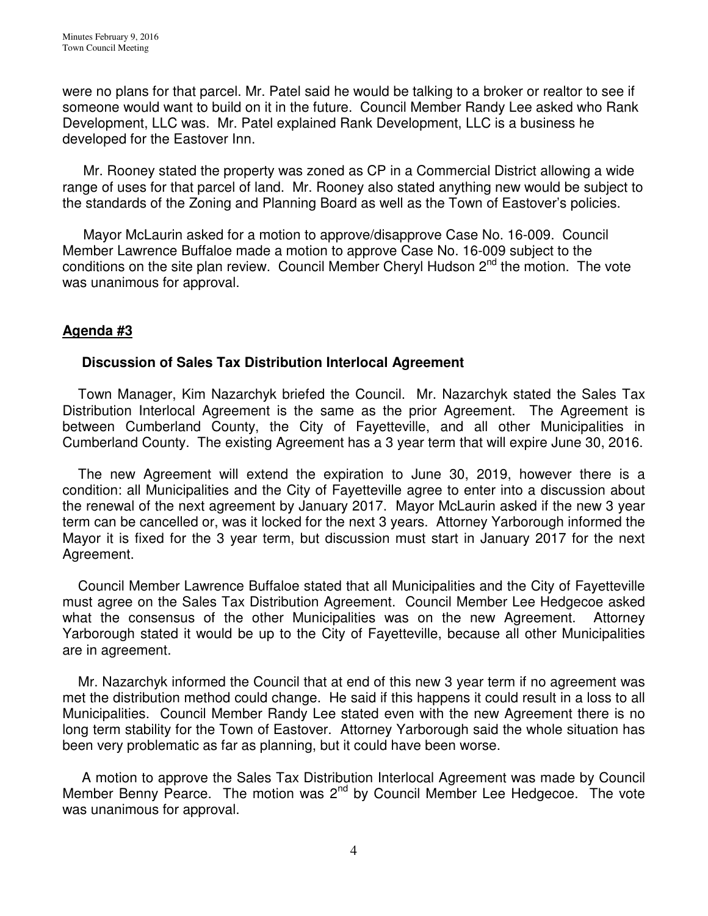were no plans for that parcel. Mr. Patel said he would be talking to a broker or realtor to see if someone would want to build on it in the future. Council Member Randy Lee asked who Rank Development, LLC was. Mr. Patel explained Rank Development, LLC is a business he developed for the Eastover Inn.

Mr. Rooney stated the property was zoned as CP in a Commercial District allowing a wide range of uses for that parcel of land. Mr. Rooney also stated anything new would be subject to the standards of the Zoning and Planning Board as well as the Town of Eastover's policies.

Mayor McLaurin asked for a motion to approve/disapprove Case No. 16-009. Council Member Lawrence Buffaloe made a motion to approve Case No. 16-009 subject to the conditions on the site plan review. Council Member Cheryl Hudson 2nd the motion. The vote was unanimous for approval.

## Agenda #3

### Discussion of Sales Tax Distribution Interlocal Agreement

Town Manager, Kim Nazarchyk briefed the Council. Mr. Nazarchyk stated the Sales Tax Distribution Interlocal Agreement is the same as the prior Agreement. The Agreement is between Cumberland County, the City of Fayetteville, and all other Municipalities in Cumberland County. The existing Agreement has a 3 year term that will expire June 30, 2016.

The new Agreement will extend the expiration to June 30, 2019, however there is a condition: all Municipalities and the City of Fayetteville agree to enter into a discussion about the renewal of the next agreement by January 2017. Mayor McLaurin asked if the new 3 year term can be cancelled or, was it locked for the next 3 years. Attorney Yarborough informed the Mayor it is fixed for the 3 year term, but discussion must start in January 2017 for the next Agreement.

Council Member Lawrence Buffaloe stated that all Municipalities and the City of Fayetteville must agree on the Sales Tax Distribution Agreement. Council Member Lee Hedgecoe asked what the consensus of the other Municipalities was on the new Agreement. Attorney Yarborough stated it would be up to the City of Fayetteville, because all other Municipalities are in agreement.

Mr. Nazarchyk informed the Council that at end of this new 3 year term if no agreement was met the distribution method could change. He said if this happens it could result in a loss to all Municipalities. Council Member Randy Lee stated even with the new Agreement there is no long term stability for the Town of Eastover. Attorney Yarborough said the whole situation has been very problematic as far as planning, but it could have been worse.

A motion to approve the Sales Tax Distribution Interlocal Agreement was made by Council Member Benny Pearce. The motion was 2nd by Council Member Lee Hedgecoe. The vote was unanimous for approval.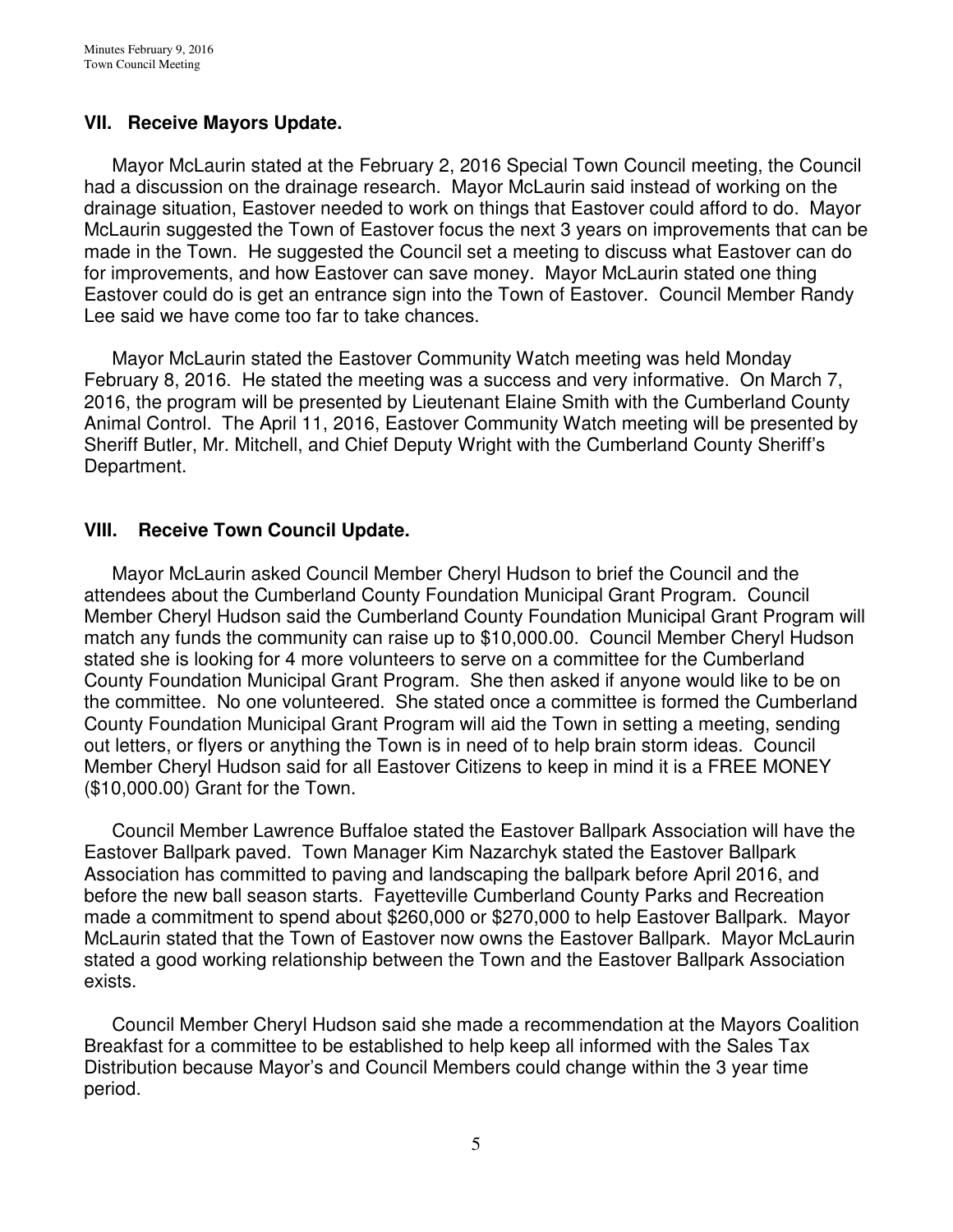## VII. Receive Mayors Update.

Mayor McLaurin stated at the February 2, 2016 Special Town Council meeting, the Council had a discussion on the drainage research. Mayor McLaurin said instead of working on the drainage situation, Eastover needed to work on things that Eastover could afford to do. Mayor McLaurin suggested the Town of Eastover focus the next 3 years on improvements that can be made in the Town. He suggested the Council set a meeting to discuss what Eastover can do for improvements, and how Eastover can save money. Mayor McLaurin stated one thing Eastover could do is get an entrance sign into the Town of Eastover. Council Member Randy Lee said we have come too far to take chances.

Mayor McLaurin stated the Eastover Community Watch meeting was held Monday February 8, 2016. He stated the meeting was a success and very informative. On March 7, 2016, the program will be presented by Lieutenant Elaine Smith with the Cumberland County Animal Control. The April 11, 2016, Eastover Community Watch meeting will be presented by Sheriff Butler, Mr. Mitchell, and Chief Deputy Wright with the Cumberland County Sheriff's Department.

## VIII. Receive Town Council Update.

Mayor McLaurin asked Council Member Cheryl Hudson to brief the Council and the attendees about the Cumberland County Foundation Municipal Grant Program. Council Member Cheryl Hudson said the Cumberland County Foundation Municipal Grant Program will match any funds the community can raise up to $10,000.00. Council Member Cheryl Hudson stated she is looking for 4 more volunteers to serve on a committee for the Cumberland County Foundation Municipal Grant Program. She then asked if anyone would like to be on the committee. No one volunteered. She stated once a committee is formed the Cumberland County Foundation Municipal Grant Program will aid the Town in setting a meeting, sending out letters, or flyers or anything the Town is in need of to help brain storm ideas. Council Member Cheryl Hudson said for all Eastover Citizens to keep in mind it is a FREE MONEY ($10,000.00) Grant for the Town.

Council Member Lawrence Buffaloe stated the Eastover Ballpark Association will have the Eastover Ballpark paved. Town Manager Kim Nazarchyk stated the Eastover Ballpark Association has committed to paving and landscaping the ballpark before April 2016, and before the new ball season starts. Fayetteville Cumberland County Parks and Recreation made a commitment to spend about $260,000 or $270,000 to help Eastover Ballpark. Mayor McLaurin stated that the Town of Eastover now owns the Eastover Ballpark. Mayor McLaurin stated a good working relationship between the Town and the Eastover Ballpark Association exists.

Council Member Cheryl Hudson said she made a recommendation at the Mayors Coalition Breakfast for a committee to be established to help keep all informed with the Sales Tax Distribution because Mayor's and Council Members could change within the 3 year time period.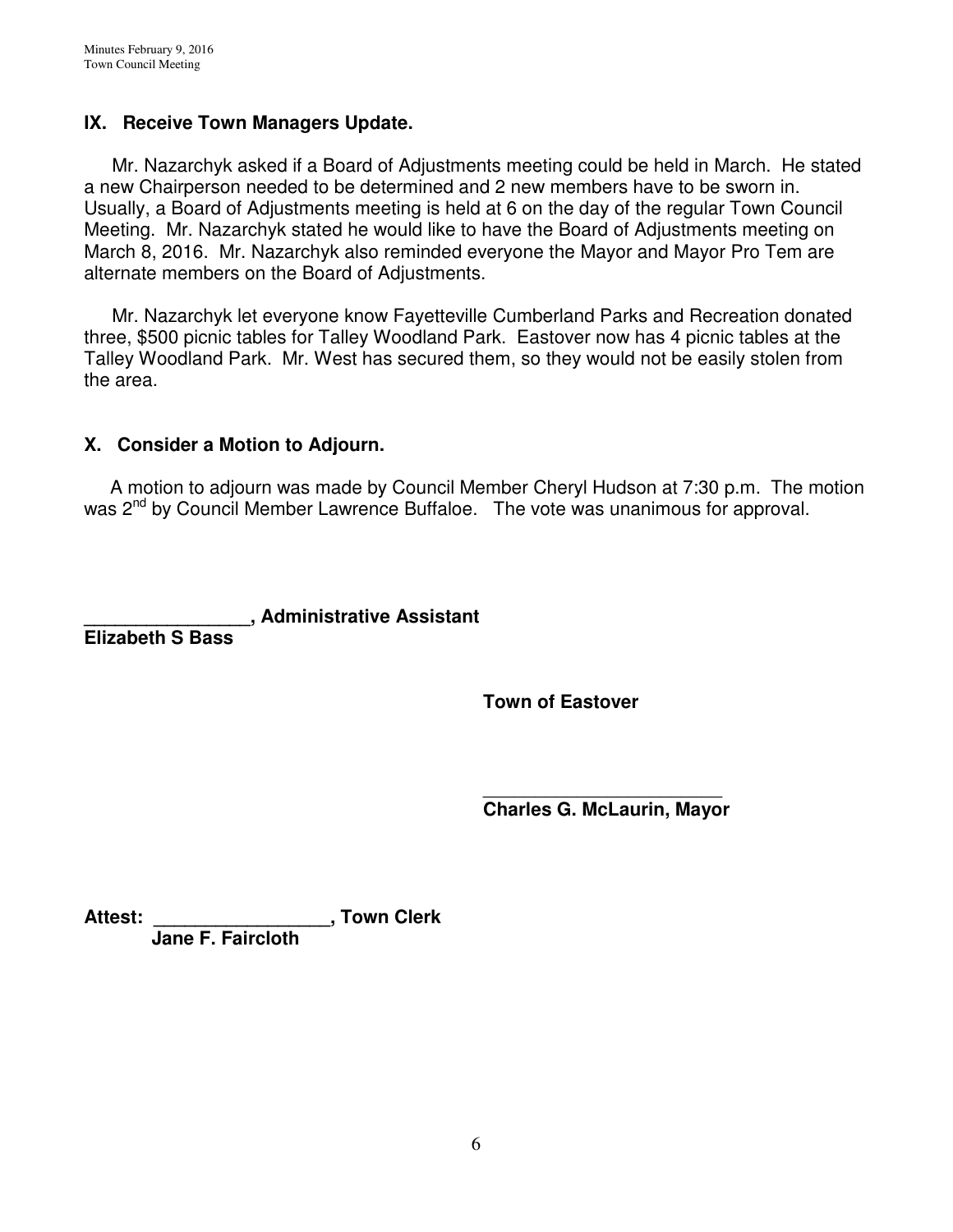## IX. Receive Town Managers Update.

Mr. Nazarchyk asked if a Board of Adjustments meeting could be held in March. He stated a new Chairperson needed to be determined and 2 new members have to be sworn in. Usually, a Board of Adjustments meeting is held at 6 on the day of the regular Town Council Meeting. Mr. Nazarchyk stated he would like to have the Board of Adjustments meeting on March 8, 2016. Mr. Nazarchyk also reminded everyone the Mayor and Mayor Pro Tem are alternate members on the Board of Adjustments.

Mr. Nazarchyk let everyone know Fayetteville Cumberland Parks and Recreation donated three, $500 picnic tables for Talley Woodland Park. Eastover now has 4 picnic tables at the Talley Woodland Park. Mr. West has secured them, so they would not be easily stolen from the area.

## X. Consider a Motion to Adjourn.

A motion to adjourn was made by Council Member Cheryl Hudson at 7:30 p.m. The motion was 2nd by Council Member Lawrence Buffaloe. The vote was unanimous for approval.

**________________, Administrative Assistant**
**Elizabeth S Bass**

**Town of Eastover**

________________________
**Charles G. McLaurin, Mayor**

**Attest: _________________, Town Clerk**
**Jane F. Faircloth**